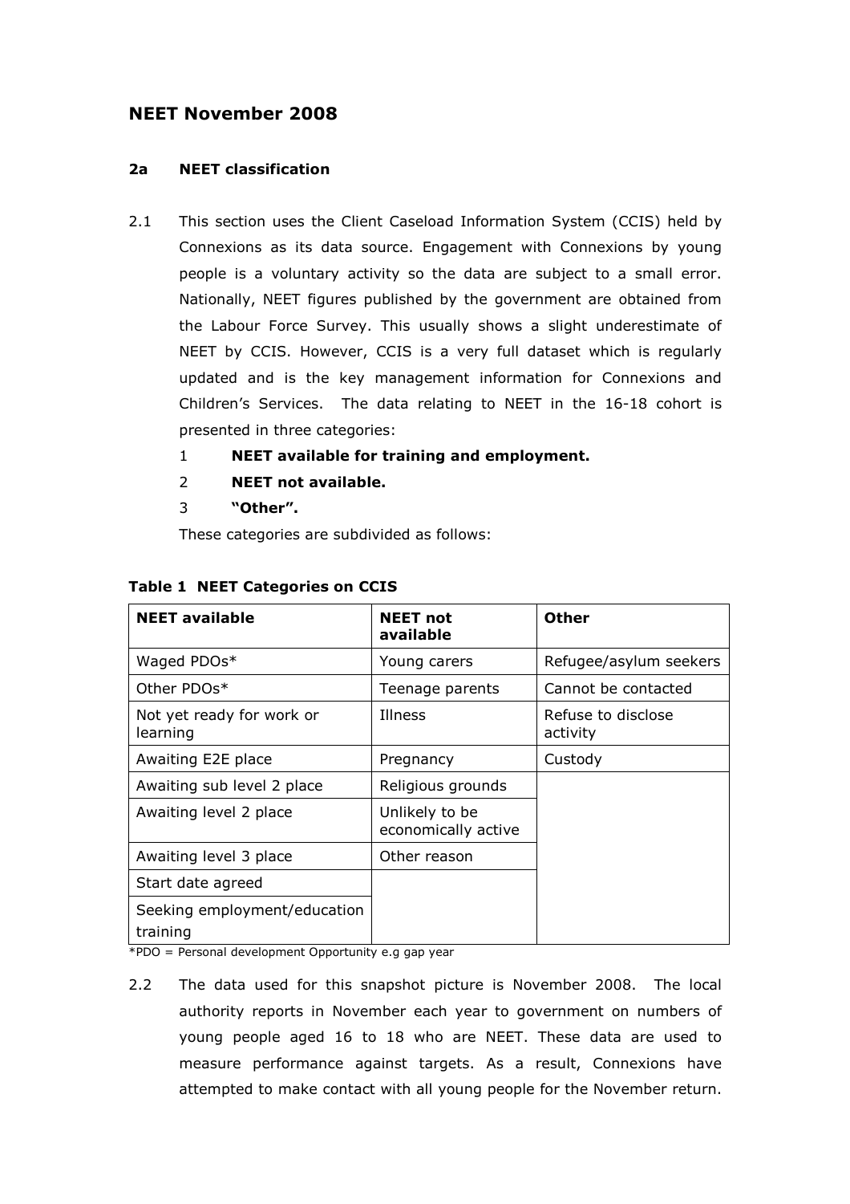## NEET November 2008

### 2a NEET classification

2.1 This section uses the Client Caseload Information System (CCIS) held by Connexions as its data source. Engagement with Connexions by young people is a voluntary activity so the data are subject to a small error. Nationally, NEET figures published by the government are obtained from the Labour Force Survey. This usually shows a slight underestimate of NEET by CCIS. However, CCIS is a very full dataset which is regularly updated and is the key management information for Connexions and Children's Services. The data relating to NEET in the 16-18 cohort is presented in three categories:

1. **NEET available for training and employment.**
2. **NEET not available.**
3. **"Other".**

These categories are subdivided as follows:

**Table 1 NEET Categories on CCIS**

| NEET available | NEET not available | Other |
|---|---|---|
| Waged PDOs* | Young carers | Refugee/asylum seekers |
| Other PDOs* | Teenage parents | Cannot be contacted |
| Not yet ready for work or learning | Illness | Refuse to disclose activity |
| Awaiting E2E place | Pregnancy | Custody |
| Awaiting sub level 2 place | Religious grounds | |
| Awaiting level 2 place | Unlikely to be economically active | |
| Awaiting level 3 place | Other reason | |
| Start date agreed | | |
| Seeking employment/education training | | |

*PDO = Personal development Opportunity e.g gap year

2.2 The data used for this snapshot picture is November 2008. The local authority reports in November each year to government on numbers of young people aged 16 to 18 who are NEET. These data are used to measure performance against targets. As a result, Connexions have attempted to make contact with all young people for the November return.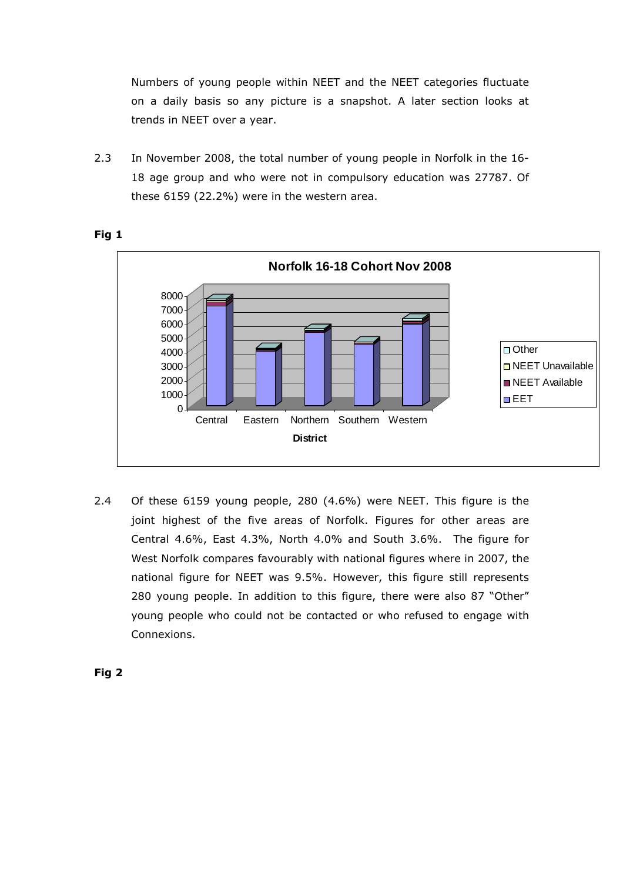Numbers of young people within NEET and the NEET categories fluctuate on a daily basis so any picture is a snapshot. A later section looks at trends in NEET over a year.

2.3 In November 2008, the total number of young people in Norfolk in the 16-18 age group and who were not in compulsory education was 27787. Of these 6159 (22.2%) were in the western area.

**Fig 1**

2.4 Of these 6159 young people, 280 (4.6%) were NEET. This figure is the joint highest of the five areas of Norfolk. Figures for other areas are Central 4.6%, East 4.3%, North 4.0% and South 3.6%. The figure for West Norfolk compares favourably with national figures where in 2007, the national figure for NEET was 9.5%. However, this figure still represents 280 young people. In addition to this figure, there were also 87 "Other" young people who could not be contacted or who refused to engage with Connexions.

**Fig 2**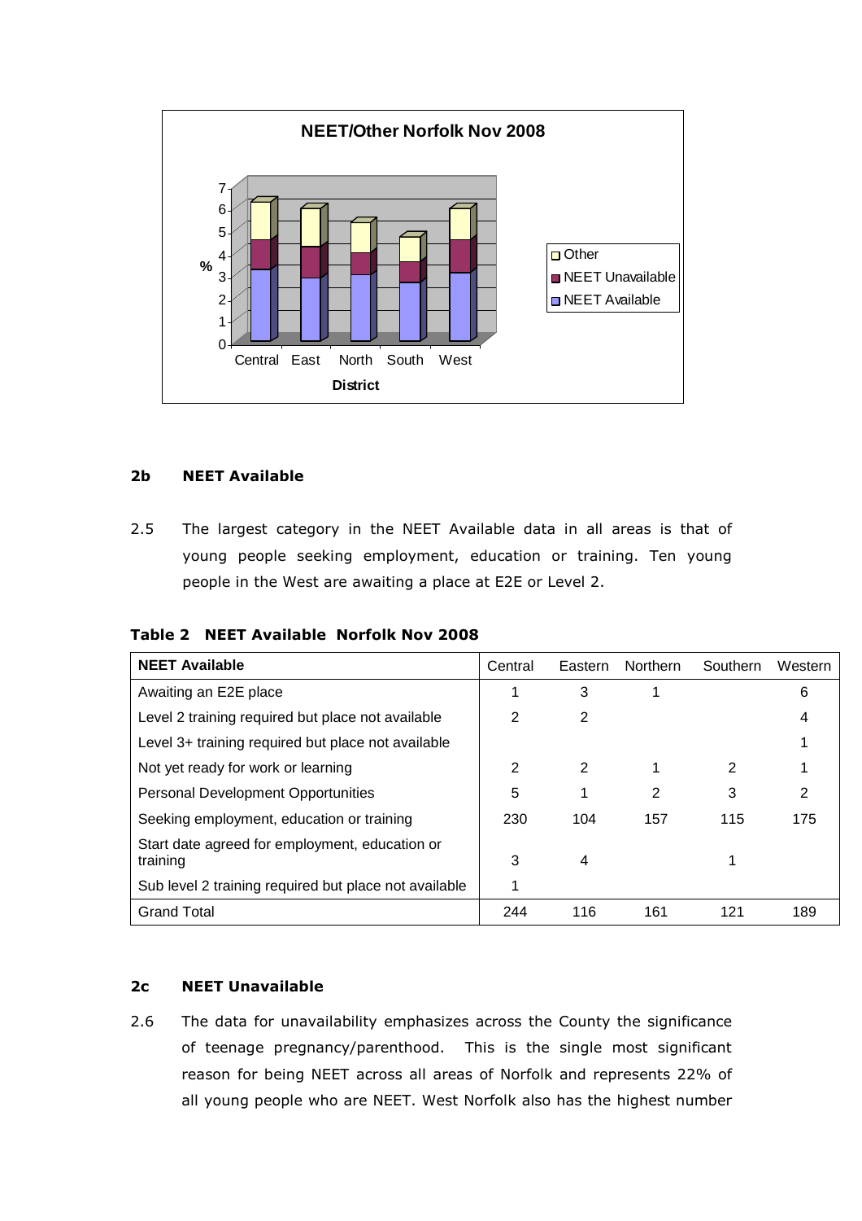**NEET/Other Norfolk Nov 2008**

### 2b NEET Available

2.5 The largest category in the NEET Available data in all areas is that of young people seeking employment, education or training. Ten young people in the West are awaiting a place at E2E or Level 2.

**Table 2 NEET Available Norfolk Nov 2008**

| NEET Available | Central | Eastern | Northern | Southern | Western |
|---|---|---|---|---|---|
| Awaiting an E2E place | 1 | 3 | 1 | | 6 |
| Level 2 training required but place not available | 2 | 2 | | | 4 |
| Level 3+ training required but place not available | | | | | 1 |
| Not yet ready for work or learning | 2 | 2 | 1 | 2 | 1 |
| Personal Development Opportunities | 5 | 1 | 2 | 3 | 2 |
| Seeking employment, education or training | 230 | 104 | 157 | 115 | 175 |
| Start date agreed for employment, education or training | 3 | 4 | | 1 | |
| Sub level 2 training required but place not available | 1 | | | | |
| Grand Total | 244 | 116 | 161 | 121 | 189 |

### 2c NEET Unavailable

2.6 The data for unavailability emphasizes across the County the significance of teenage pregnancy/parenthood. This is the single most significant reason for being NEET across all areas of Norfolk and represents 22% of all young people who are NEET. West Norfolk also has the highest number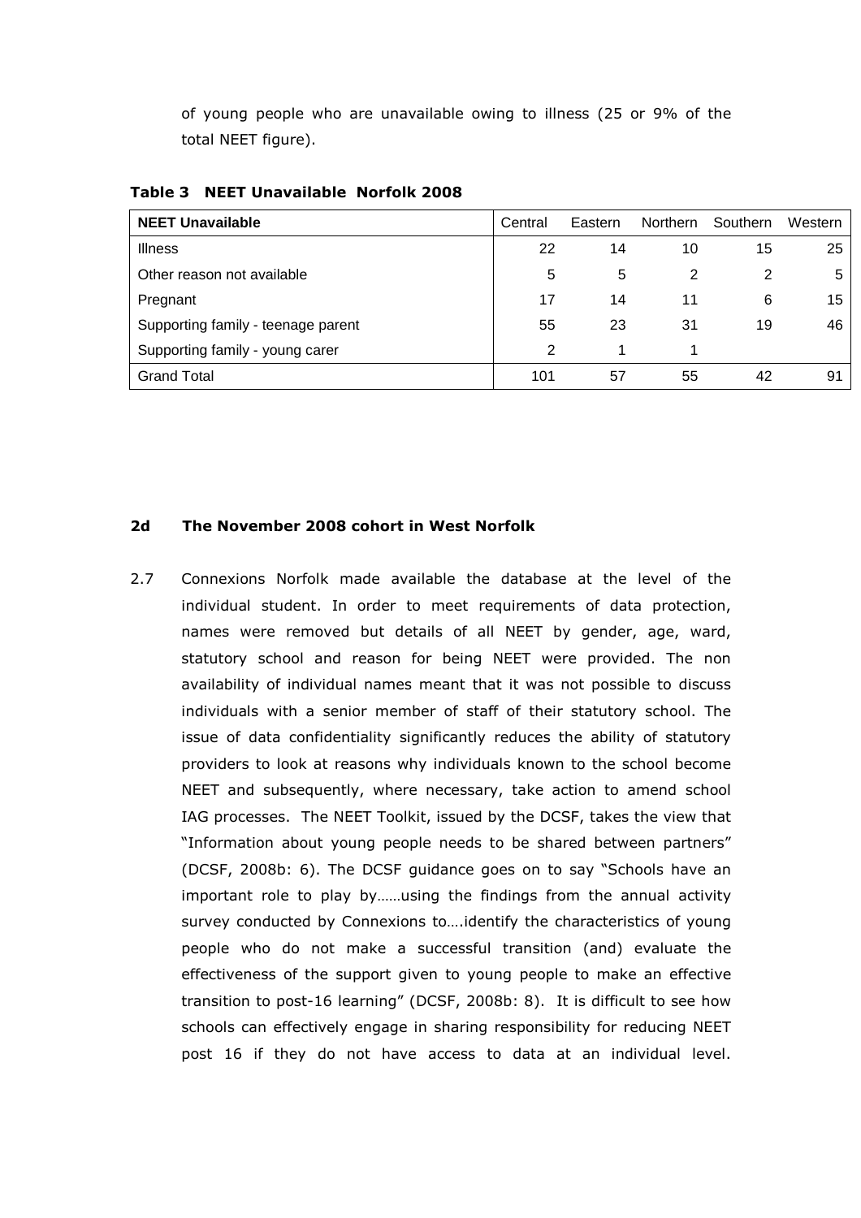of young people who are unavailable owing to illness (25 or 9% of the total NEET figure).

**Table 3 NEET Unavailable Norfolk 2008**

| NEET Unavailable | Central | Eastern | Northern | Southern | Western |
|---|---|---|---|---|---|
| Illness | 22 | 14 | 10 | 15 | 25 |
| Other reason not available | 5 | 5 | 2 | 2 | 5 |
| Pregnant | 17 | 14 | 11 | 6 | 15 |
| Supporting family - teenage parent | 55 | 23 | 31 | 19 | 46 |
| Supporting family - young carer | 2 | 1 | 1 | | |
| Grand Total | 101 | 57 | 55 | 42 | 91 |

### 2d The November 2008 cohort in West Norfolk

2.7 Connexions Norfolk made available the database at the level of the individual student. In order to meet requirements of data protection, names were removed but details of all NEET by gender, age, ward, statutory school and reason for being NEET were provided. The non availability of individual names meant that it was not possible to discuss individuals with a senior member of staff of their statutory school. The issue of data confidentiality significantly reduces the ability of statutory providers to look at reasons why individuals known to the school become NEET and subsequently, where necessary, take action to amend school IAG processes. The NEET Toolkit, issued by the DCSF, takes the view that "Information about young people needs to be shared between partners" (DCSF, 2008b: 6). The DCSF guidance goes on to say "Schools have an important role to play by……using the findings from the annual activity survey conducted by Connexions to….identify the characteristics of young people who do not make a successful transition (and) evaluate the effectiveness of the support given to young people to make an effective transition to post-16 learning" (DCSF, 2008b: 8). It is difficult to see how schools can effectively engage in sharing responsibility for reducing NEET post 16 if they do not have access to data at an individual level.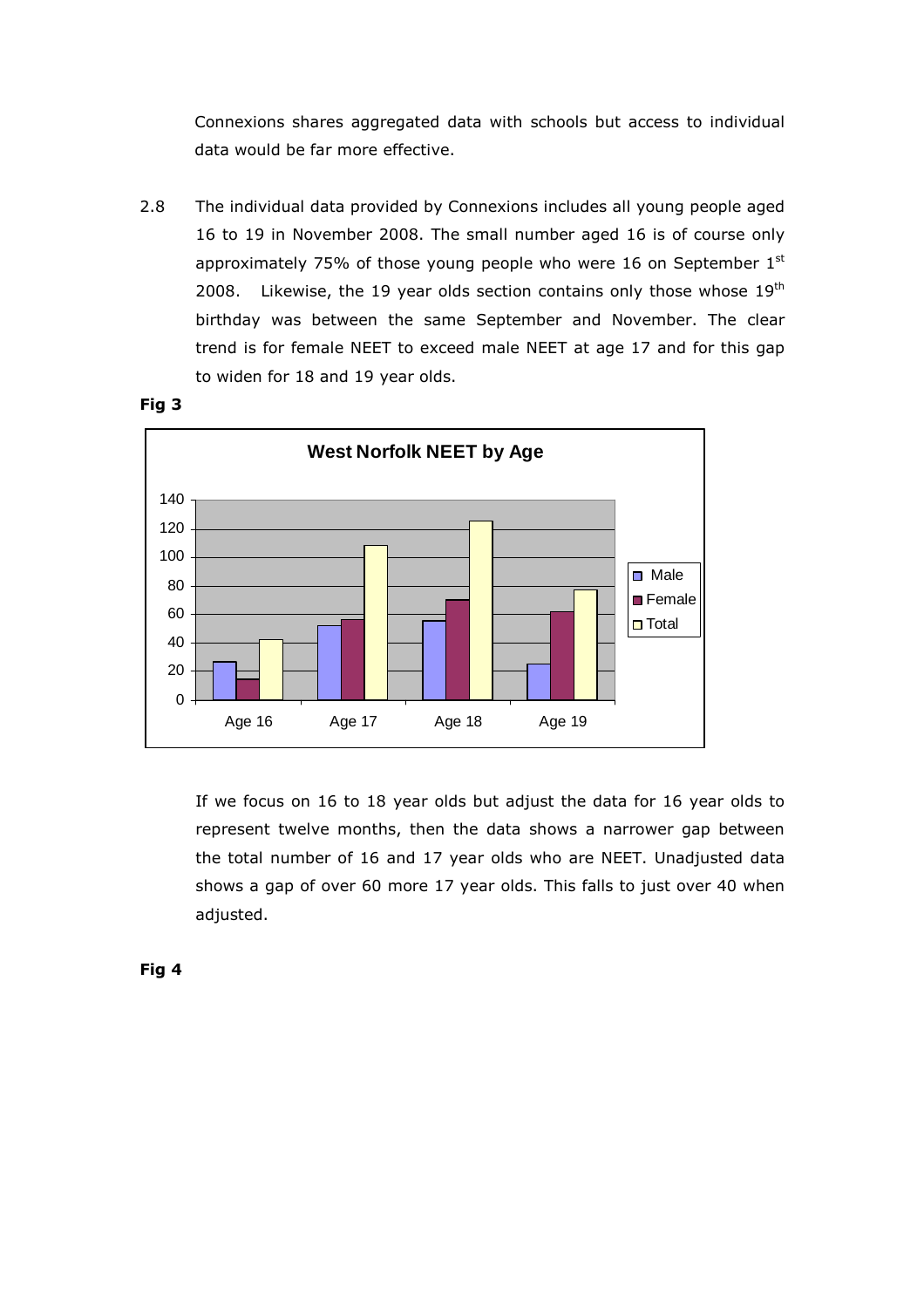Connexions shares aggregated data with schools but access to individual data would be far more effective.

2.8 The individual data provided by Connexions includes all young people aged 16 to 19 in November 2008. The small number aged 16 is of course only approximately 75% of those young people who were 16 on September 1st 2008. Likewise, the 19 year olds section contains only those whose 19th birthday was between the same September and November. The clear trend is for female NEET to exceed male NEET at age 17 and for this gap to widen for 18 and 19 year olds.

**Fig 3**

**West Norfolk NEET by Age**

| | Male | Female | Total |
|---|---|---|---|
| Age 16 | 27 | 15 | 42 |
| Age 17 | 52 | 56 | 108 |
| Age 18 | 55 | 70 | 125 |
| Age 19 | 25 | 62 | 77 |

If we focus on 16 to 18 year olds but adjust the data for 16 year olds to represent twelve months, then the data shows a narrower gap between the total number of 16 and 17 year olds who are NEET. Unadjusted data shows a gap of over 60 more 17 year olds. This falls to just over 40 when adjusted.

**Fig 4**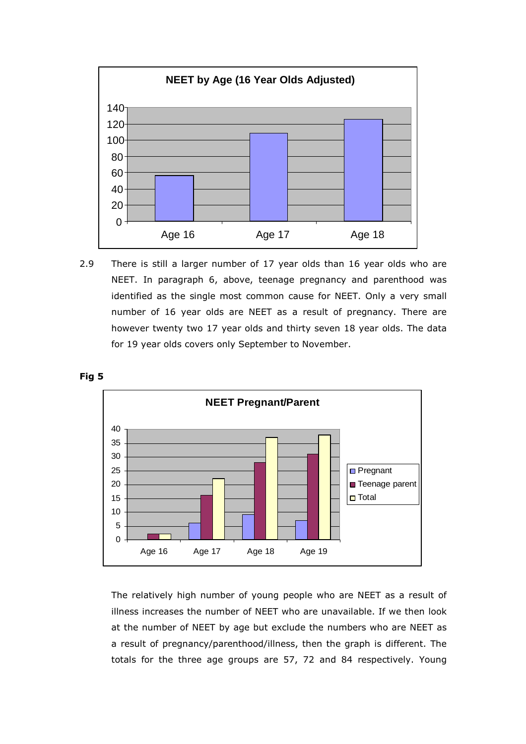**NEET by Age (16 Year Olds Adjusted)**

2.9 There is still a larger number of 17 year olds than 16 year olds who are NEET. In paragraph 6, above, teenage pregnancy and parenthood was identified as the single most common cause for NEET. Only a very small number of 16 year olds are NEET as a result of pregnancy. There are however twenty two 17 year olds and thirty seven 18 year olds. The data for 19 year olds covers only September to November.

**Fig 5**

**NEET Pregnant/Parent**

The relatively high number of young people who are NEET as a result of illness increases the number of NEET who are unavailable. If we then look at the number of NEET by age but exclude the numbers who are NEET as a result of pregnancy/parenthood/illness, then the graph is different. The totals for the three age groups are 57, 72 and 84 respectively. Young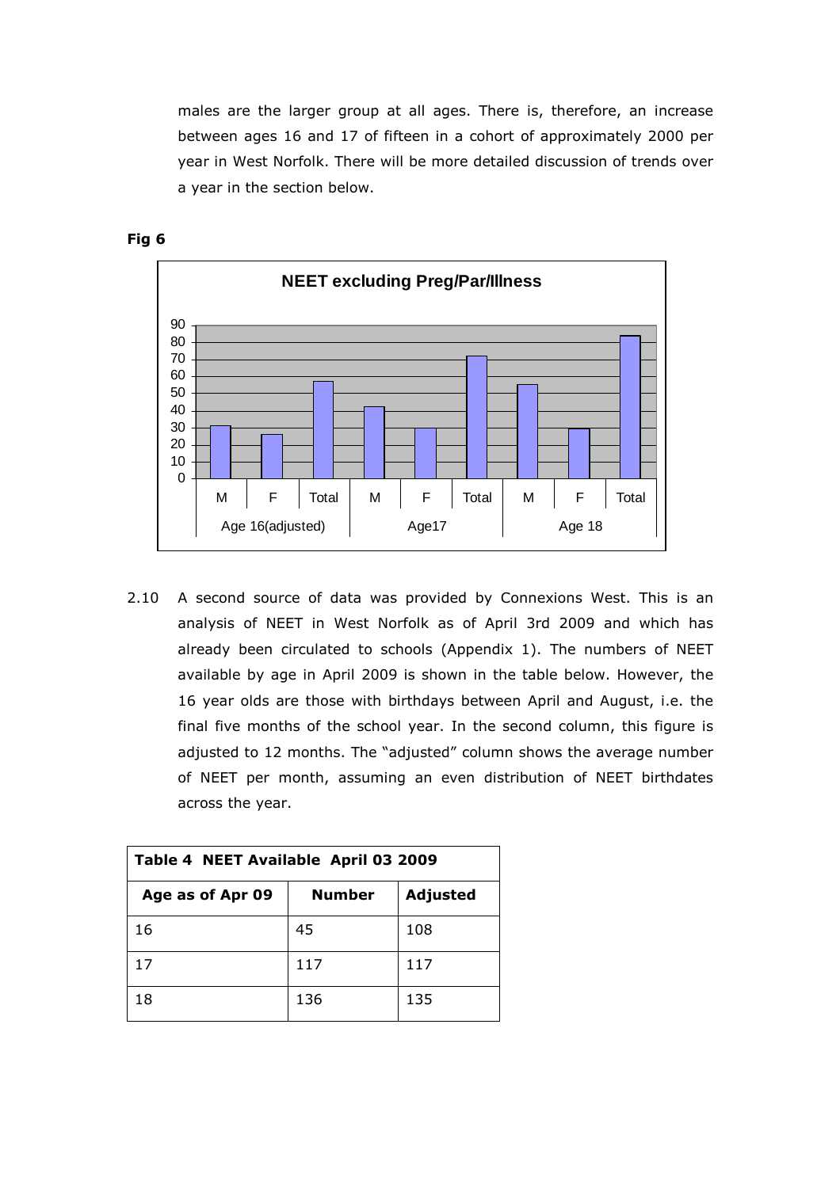males are the larger group at all ages. There is, therefore, an increase between ages 16 and 17 of fifteen in a cohort of approximately 2000 per year in West Norfolk. There will be more detailed discussion of trends over a year in the section below.

**Fig 6**

2.10 A second source of data was provided by Connexions West. This is an analysis of NEET in West Norfolk as of April 3rd 2009 and which has already been circulated to schools (Appendix 1). The numbers of NEET available by age in April 2009 is shown in the table below. However, the 16 year olds are those with birthdays between April and August, i.e. the final five months of the school year. In the second column, this figure is adjusted to 12 months. The "adjusted" column shows the average number of NEET per month, assuming an even distribution of NEET birthdates across the year.

**Table 4 NEET Available April 03 2009**

| Age as of Apr 09 | Number | Adjusted |
|---|---|---|
| 16 | 45 | 108 |
| 17 | 117 | 117 |
| 18 | 136 | 135 |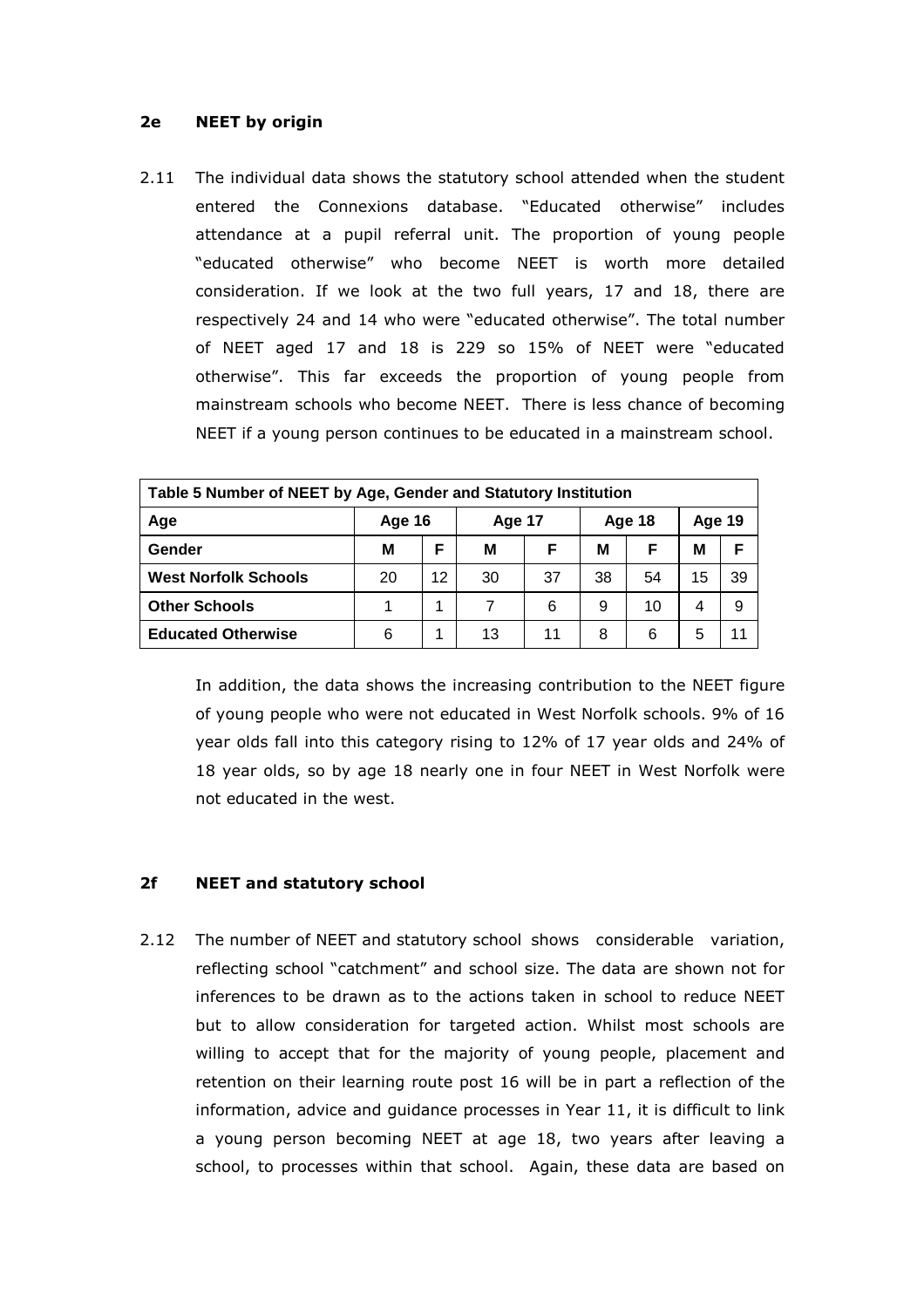### 2e NEET by origin

2.11 The individual data shows the statutory school attended when the student entered the Connexions database. "Educated otherwise" includes attendance at a pupil referral unit. The proportion of young people "educated otherwise" who become NEET is worth more detailed consideration. If we look at the two full years, 17 and 18, there are respectively 24 and 14 who were "educated otherwise". The total number of NEET aged 17 and 18 is 229 so 15% of NEET were "educated otherwise". This far exceeds the proportion of young people from mainstream schools who become NEET. There is less chance of becoming NEET if a young person continues to be educated in a mainstream school.

| Table 5 Number of NEET by Age, Gender and Statutory Institution | | | | | | | | |
|---|---|---|---|---|---|---|---|---|
| Age | Age 16 | | Age 17 | | Age 18 | | Age 19 | |
| Gender | M | F | M | F | M | F | M | F |
| West Norfolk Schools | 20 | 12 | 30 | 37 | 38 | 54 | 15 | 39 |
| Other Schools | 1 | 1 | 7 | 6 | 9 | 10 | 4 | 9 |
| Educated Otherwise | 6 | 1 | 13 | 11 | 8 | 6 | 5 | 11 |

In addition, the data shows the increasing contribution to the NEET figure of young people who were not educated in West Norfolk schools. 9% of 16 year olds fall into this category rising to 12% of 17 year olds and 24% of 18 year olds, so by age 18 nearly one in four NEET in West Norfolk were not educated in the west.

### 2f NEET and statutory school

2.12 The number of NEET and statutory school shows considerable variation, reflecting school "catchment" and school size. The data are shown not for inferences to be drawn as to the actions taken in school to reduce NEET but to allow consideration for targeted action. Whilst most schools are willing to accept that for the majority of young people, placement and retention on their learning route post 16 will be in part a reflection of the information, advice and guidance processes in Year 11, it is difficult to link a young person becoming NEET at age 18, two years after leaving a school, to processes within that school. Again, these data are based on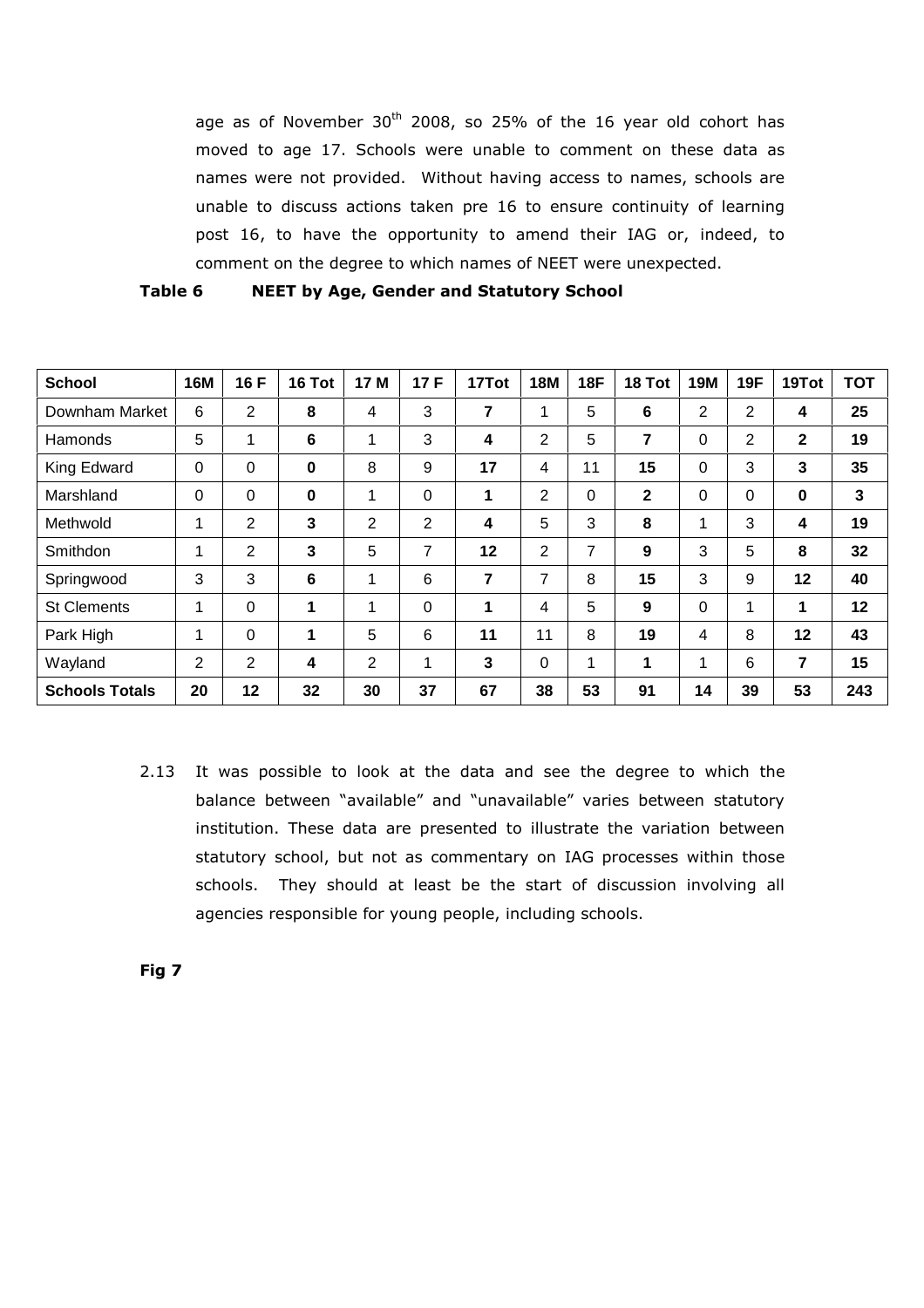age as of November 30th 2008, so 25% of the 16 year old cohort has moved to age 17. Schools were unable to comment on these data as names were not provided. Without having access to names, schools are unable to discuss actions taken pre 16 to ensure continuity of learning post 16, to have the opportunity to amend their IAG or, indeed, to comment on the degree to which names of NEET were unexpected.

**Table 6 NEET by Age, Gender and Statutory School**

| School | 16M | 16 F | 16 Tot | 17 M | 17 F | 17Tot | 18M | 18F | 18 Tot | 19M | 19F | 19Tot | TOT |
|---|---|---|---|---|---|---|---|---|---|---|---|---|---|
| Downham Market | 6 | 2 | **8** | 4 | 3 | **7** | 1 | 5 | **6** | 2 | 2 | **4** | **25** |
| Hamonds | 5 | 1 | **6** | 1 | 3 | **4** | 2 | 5 | **7** | 0 | 2 | **2** | **19** |
| King Edward | 0 | 0 | **0** | 8 | 9 | **17** | 4 | 11 | **15** | 0 | 3 | **3** | **35** |
| Marshland | 0 | 0 | **0** | 1 | 0 | **1** | 2 | 0 | **2** | 0 | 0 | **0** | **3** |
| Methwold | 1 | 2 | **3** | 2 | 2 | **4** | 5 | 3 | **8** | 1 | 3 | **4** | **19** |
| Smithdon | 1 | 2 | **3** | 5 | 7 | **12** | 2 | 7 | **9** | 3 | 5 | **8** | **32** |
| Springwood | 3 | 3 | **6** | 1 | 6 | **7** | 7 | 8 | **15** | 3 | 9 | **12** | **40** |
| St Clements | 1 | 0 | **1** | 1 | 0 | **1** | 4 | 5 | **9** | 0 | 1 | **1** | **12** |
| Park High | 1 | 0 | **1** | 5 | 6 | **11** | 11 | 8 | **19** | 4 | 8 | **12** | **43** |
| Wayland | 2 | 2 | **4** | 2 | 1 | **3** | 0 | 1 | **1** | 1 | 6 | **7** | **15** |
| **Schools Totals** | **20** | **12** | **32** | **30** | **37** | **67** | **38** | **53** | **91** | **14** | **39** | **53** | **243** |

2.13 It was possible to look at the data and see the degree to which the balance between "available" and "unavailable" varies between statutory institution. These data are presented to illustrate the variation between statutory school, but not as commentary on IAG processes within those schools. They should at least be the start of discussion involving all agencies responsible for young people, including schools.

**Fig 7**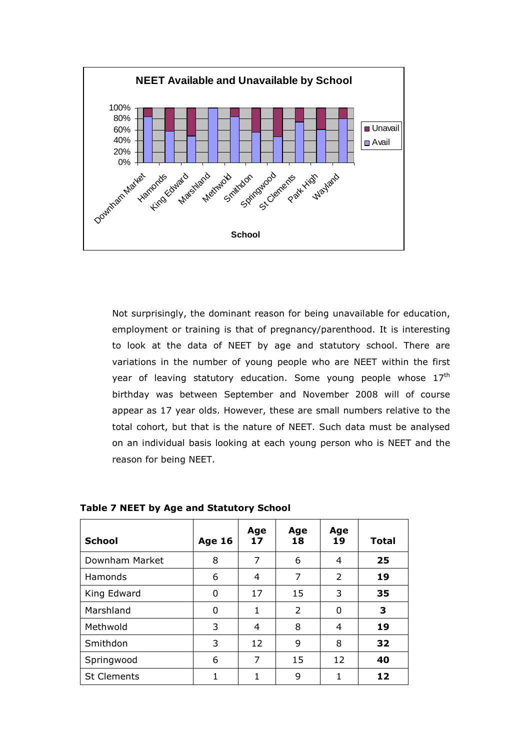**NEET Available and Unavailable by School**

Not surprisingly, the dominant reason for being unavailable for education, employment or training is that of pregnancy/parenthood. It is interesting to look at the data of NEET by age and statutory school. There are variations in the number of young people who are NEET within the first year of leaving statutory education. Some young people whose 17th birthday was between September and November 2008 will of course appear as 17 year olds. However, these are small numbers relative to the total cohort, but that is the nature of NEET. Such data must be analysed on an individual basis looking at each young person who is NEET and the reason for being NEET.

**Table 7 NEET by Age and Statutory School**

| School | Age 16 | Age 17 | Age 18 | Age 19 | Total |
|---|---|---|---|---|---|
| Downham Market | 8 | 7 | 6 | 4 | **25** |
| Hamonds | 6 | 4 | 7 | 2 | **19** |
| King Edward | 0 | 17 | 15 | 3 | **35** |
| Marshland | 0 | 1 | 2 | 0 | **3** |
| Methwold | 3 | 4 | 8 | 4 | **19** |
| Smithdon | 3 | 12 | 9 | 8 | **32** |
| Springwood | 6 | 7 | 15 | 12 | **40** |
| St Clements | 1 | 1 | 9 | 1 | **12** |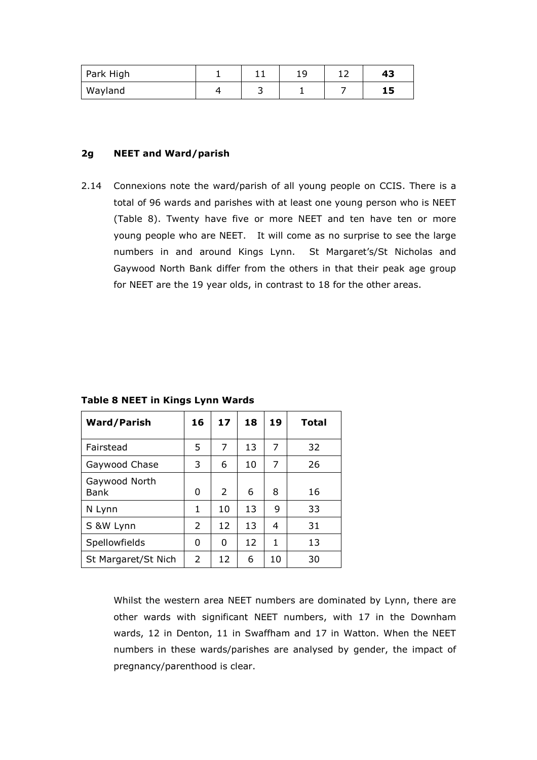| Park High | 1 | 11 | 19 | 12 | **43** |
|---|---|---|---|---|---|
| Wayland | 4 | 3 | 1 | 7 | **15** |

## 2g NEET and Ward/parish

2.14 Connexions note the ward/parish of all young people on CCIS. There is a total of 96 wards and parishes with at least one young person who is NEET (Table 8). Twenty have five or more NEET and ten have ten or more young people who are NEET. It will come as no surprise to see the large numbers in and around Kings Lynn. St Margaret's/St Nicholas and Gaywood North Bank differ from the others in that their peak age group for NEET are the 19 year olds, in contrast to 18 for the other areas.

**Table 8 NEET in Kings Lynn Wards**

| Ward/Parish | 16 | 17 | 18 | 19 | Total |
|---|---|---|---|---|---|
| Fairstead | 5 | 7 | 13 | 7 | 32 |
| Gaywood Chase | 3 | 6 | 10 | 7 | 26 |
| Gaywood North Bank | 0 | 2 | 6 | 8 | 16 |
| N Lynn | 1 | 10 | 13 | 9 | 33 |
| S &W Lynn | 2 | 12 | 13 | 4 | 31 |
| Spellowfields | 0 | 0 | 12 | 1 | 13 |
| St Margaret/St Nich | 2 | 12 | 6 | 10 | 30 |

Whilst the western area NEET numbers are dominated by Lynn, there are other wards with significant NEET numbers, with 17 in the Downham wards, 12 in Denton, 11 in Swaffham and 17 in Watton. When the NEET numbers in these wards/parishes are analysed by gender, the impact of pregnancy/parenthood is clear.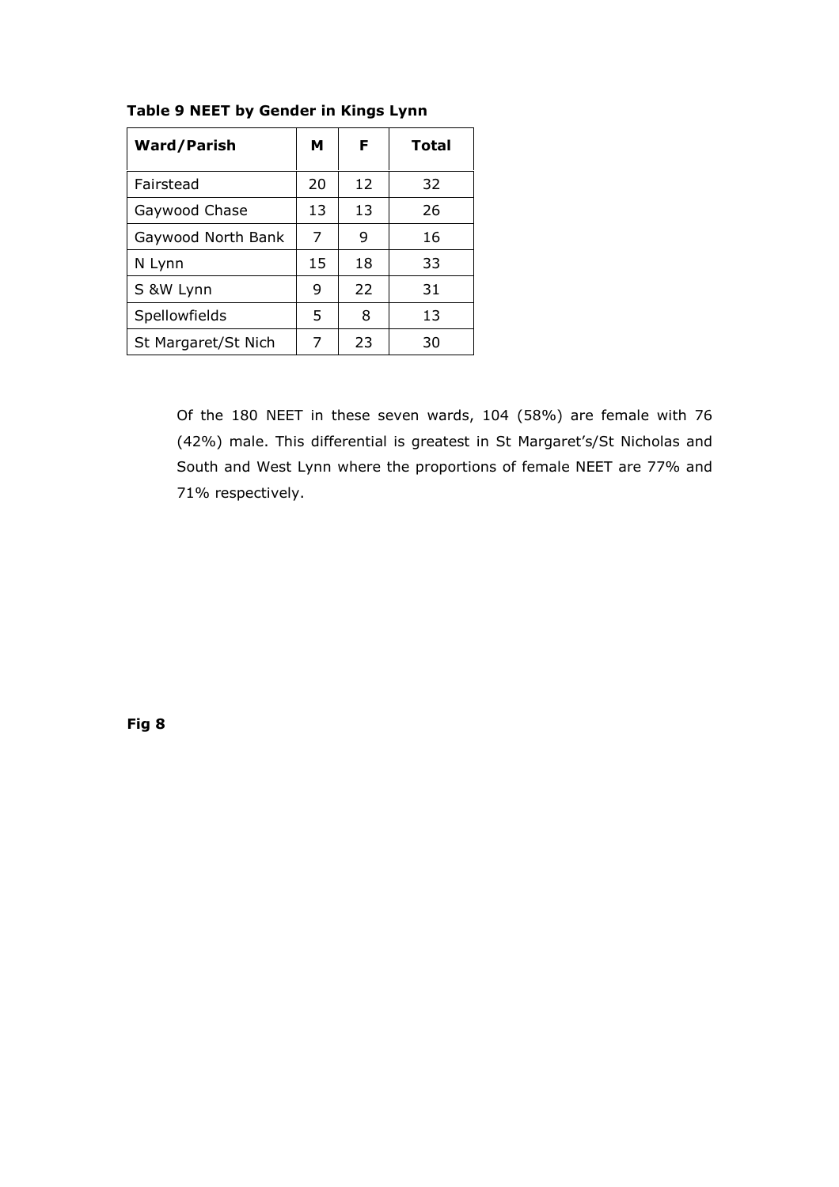**Table 9 NEET by Gender in Kings Lynn**

| Ward/Parish | M | F | Total |
|---|---|---|---|
| Fairstead | 20 | 12 | 32 |
| Gaywood Chase | 13 | 13 | 26 |
| Gaywood North Bank | 7 | 9 | 16 |
| N Lynn | 15 | 18 | 33 |
| S &W Lynn | 9 | 22 | 31 |
| Spellowfields | 5 | 8 | 13 |
| St Margaret/St Nich | 7 | 23 | 30 |

Of the 180 NEET in these seven wards, 104 (58%) are female with 76 (42%) male. This differential is greatest in St Margaret's/St Nicholas and South and West Lynn where the proportions of female NEET are 77% and 71% respectively.

**Fig 8**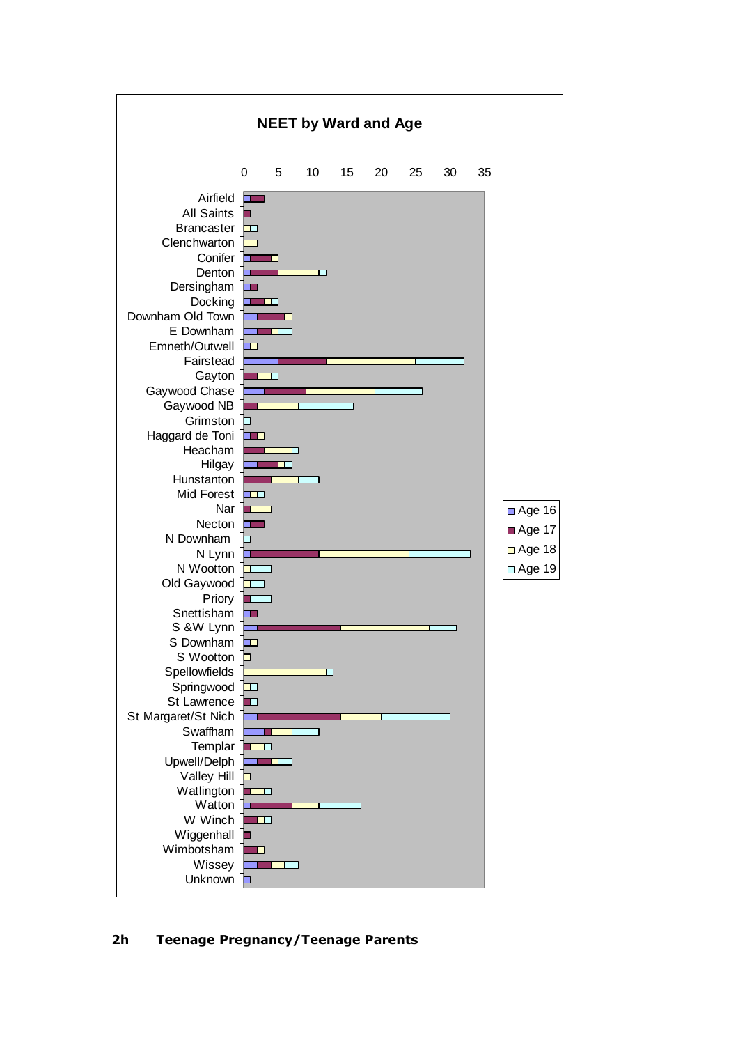**NEET by Ward and Age**

| Ward | Age 16 | Age 17 | Age 18 | Age 19 |
|---|---|---|---|---|
| Airfield | 1 | 2 | | |
| All Saints | | 1 | | |
| Brancaster | | | 1 | 1 |
| Clenchwarton | | | 2 | |
| Conifer | 1 | 3 | 1 | |
| Denton | 1 | 4 | 6 | 1 |
| Dersingham | 1 | 1 | | |
| Docking | 1 | 2 | 1 | 1 |
| Downham Old Town | 2 | 4 | 1 | |
| E Downham | 2 | 2 | 1 | 2 |
| Emneth/Outwell | 1 | | 1 | |
| Fairstead | 5 | 7 | 13 | 7 |
| Gayton | | 2 | 2 | 1 |
| Gaywood Chase | 3 | 6 | 10 | 7 |
| Gaywood NB | | 2 | 6 | 8 |
| Grimston | | | | 1 |
| Haggard de Toni | 1 | 1 | 1 | |
| Heacham | | 3 | 4 | 1 |
| Hilgay | 2 | 3 | 1 | 1 |
| Hunstanton | | 4 | 4 | 3 |
| Mid Forest | 1 | | 1 | 1 |
| Nar | | 1 | 3 | |
| Necton | 1 | 2 | | |
| N Downham | | | | 1 |
| N Lynn | 1 | 10 | 13 | 9 |
| N Wootton | | | 1 | 3 |
| Old Gaywood | | | 1 | 2 |
| Priory | | 1 | | 3 |
| Snettisham | 1 | 1 | | |
| S &W Lynn | 2 | 12 | 13 | 4 |
| S Downham | 1 | | 1 | |
| S Wootton | | | 1 | |
| Spellowfields | | | 12 | 1 |
| Springwood | | | 1 | 1 |
| St Lawrence | | 1 | | 1 |
| St Margaret/St Nich | 2 | 12 | 6 | 10 |
| Swaffham | 3 | 1 | 3 | 4 |
| Templar | | 1 | 2 | 1 |
| Upwell/Delph | 2 | 2 | 1 | 2 |
| Valley Hill | | | 1 | |
| Watlington | | 1 | 2 | 1 |
| Watton | 1 | 6 | 4 | 6 |
| W Winch | | 2 | 1 | 1 |
| Wiggenhall | | 1 | | |
| Wimbotsham | | 2 | 1 | |
| Wissey | 2 | 2 | 2 | 2 |
| Unknown | 1 | | | |

## 2h Teenage Pregnancy/Teenage Parents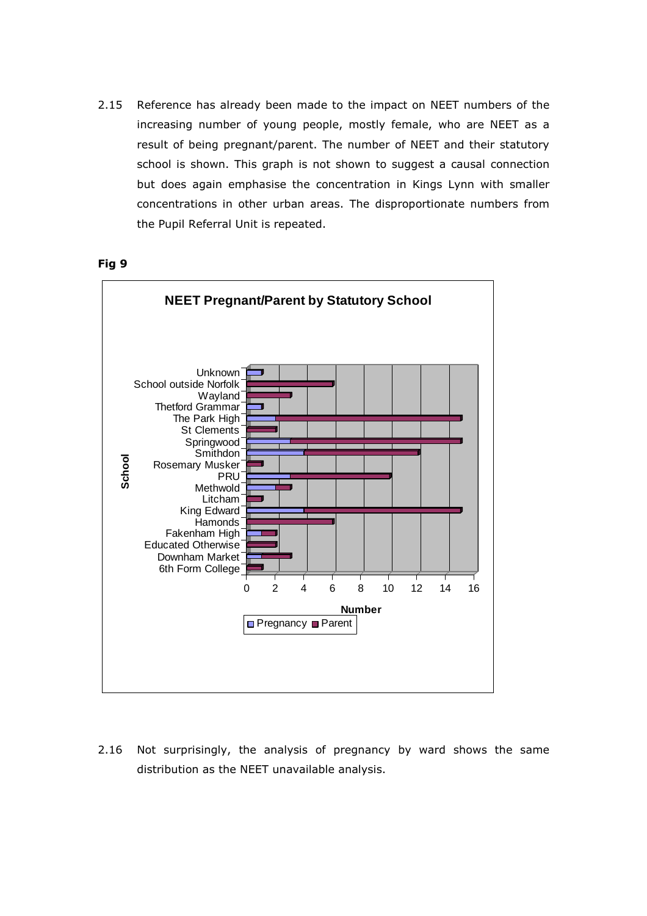2.15 Reference has already been made to the impact on NEET numbers of the increasing number of young people, mostly female, who are NEET as a result of being pregnant/parent. The number of NEET and their statutory school is shown. This graph is not shown to suggest a causal connection but does again emphasise the concentration in Kings Lynn with smaller concentrations in other urban areas. The disproportionate numbers from the Pupil Referral Unit is repeated.

**Fig 9**

**NEET Pregnant/Parent by Statutory School**

| School | Pregnancy | Parent |
|---|---|---|
| Unknown | 1 | 0 |
| School outside Norfolk | 0 | 6 |
| Wayland | 0 | 3 |
| Thetford Grammar | 1 | 0 |
| The Park High | 2 | 13 |
| St Clements | 0 | 2 |
| Springwood | 3 | 12 |
| Smithdon | 4 | 8 |
| Rosemary Musker | 0 | 1 |
| PRU | 3 | 7 |
| Methwold | 2 | 1 |
| Litcham | 0 | 1 |
| King Edward | 4 | 11 |
| Hamonds | 0 | 6 |
| Fakenham High | 1 | 1 |
| Educated Otherwise | 0 | 2 |
| Downham Market | 1 | 2 |
| 6th Form College | 0 | 1 |

2.16 Not surprisingly, the analysis of pregnancy by ward shows the same distribution as the NEET unavailable analysis.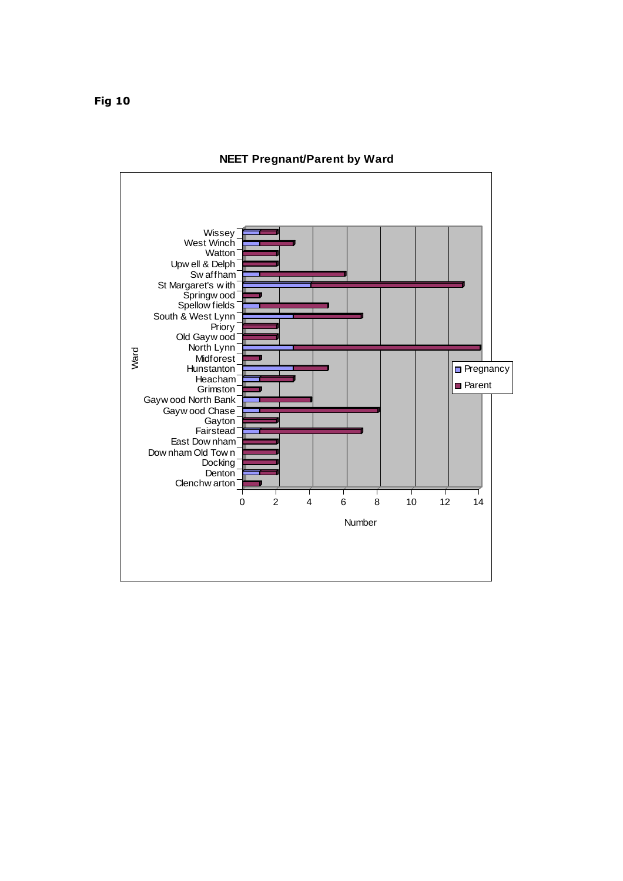**Fig 10**

### NEET Pregnant/Parent by Ward

| Ward | Pregnancy | Parent |
| --- | --- | --- |
| Wissey | 1 | 1 |
| West Winch | 1 | 2 |
| Watton | | 2 |
| Upwell & Delph | | 2 |
| Swaffham | 1 | 5 |
| St Margaret's with | 4 | 9 |
| Springwood | | 1 |
| Spellowfields | 1 | 4 |
| South & West Lynn | 3 | 4 |
| Priory | | 2 |
| Old Gaywood | | 2 |
| North Lynn | 3 | 11 |
| Midforest | | 1 |
| Hunstanton | 3 | 2 |
| Heacham | 1 | 2 |
| Grimston | | 1 |
| Gaywood North Bank | 1 | 3 |
| Gaywood Chase | 1 | 7 |
| Gayton | | 2 |
| Fairstead | 1 | 6 |
| East Downham | | 2 |
| Downham Old Town | | 2 |
| Docking | | 2 |
| Denton | 1 | 1 |
| Clenchwarton | | 1 |

Number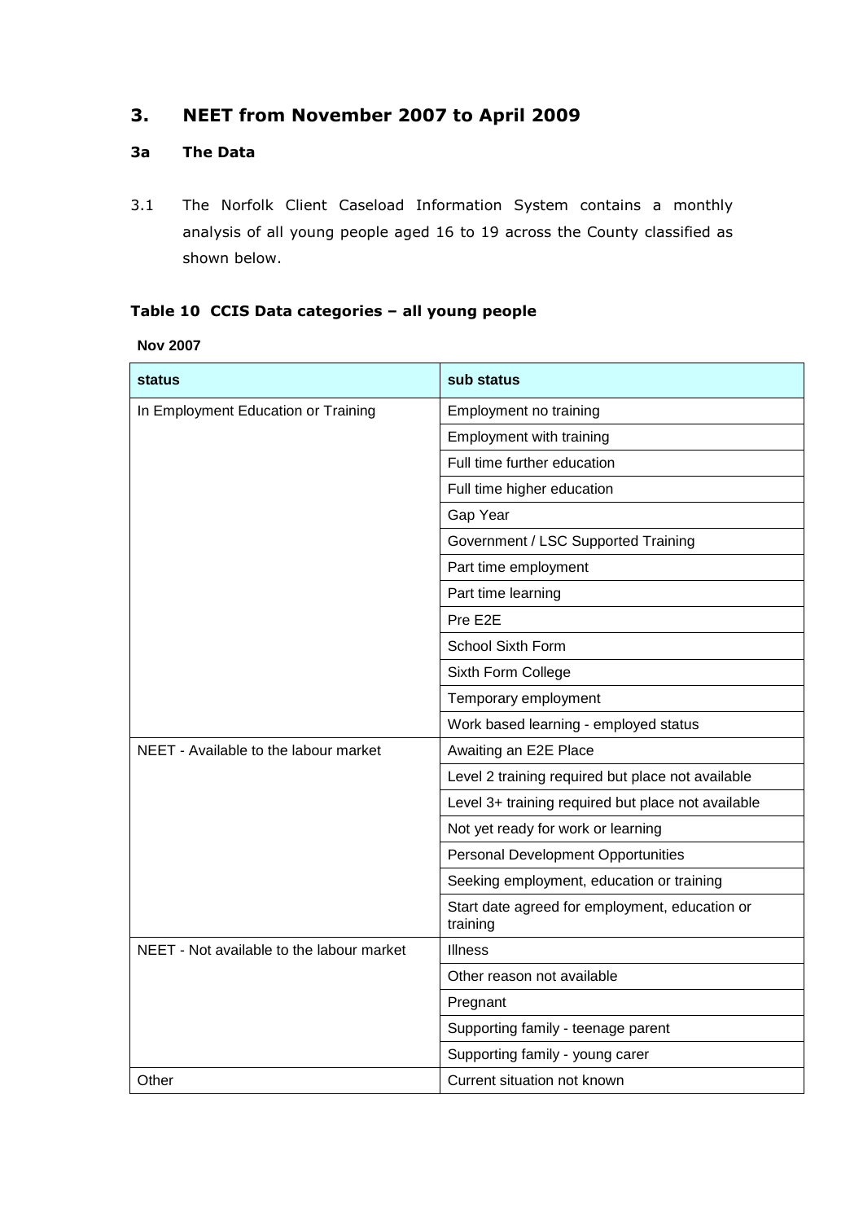## 3. NEET from November 2007 to April 2009

### 3a The Data

3.1 The Norfolk Client Caseload Information System contains a monthly analysis of all young people aged 16 to 19 across the County classified as shown below.

**Table 10 CCIS Data categories – all young people**

**Nov 2007**

| status | sub status |
|---|---|
| In Employment Education or Training | Employment no training |
| | Employment with training |
| | Full time further education |
| | Full time higher education |
| | Gap Year |
| | Government / LSC Supported Training |
| | Part time employment |
| | Part time learning |
| | Pre E2E |
| | School Sixth Form |
| | Sixth Form College |
| | Temporary employment |
| | Work based learning - employed status |
| NEET - Available to the labour market | Awaiting an E2E Place |
| | Level 2 training required but place not available |
| | Level 3+ training required but place not available |
| | Not yet ready for work or learning |
| | Personal Development Opportunities |
| | Seeking employment, education or training |
| | Start date agreed for employment, education or training |
| NEET - Not available to the labour market | Illness |
| | Other reason not available |
| | Pregnant |
| | Supporting family - teenage parent |
| | Supporting family - young carer |
| Other | Current situation not known |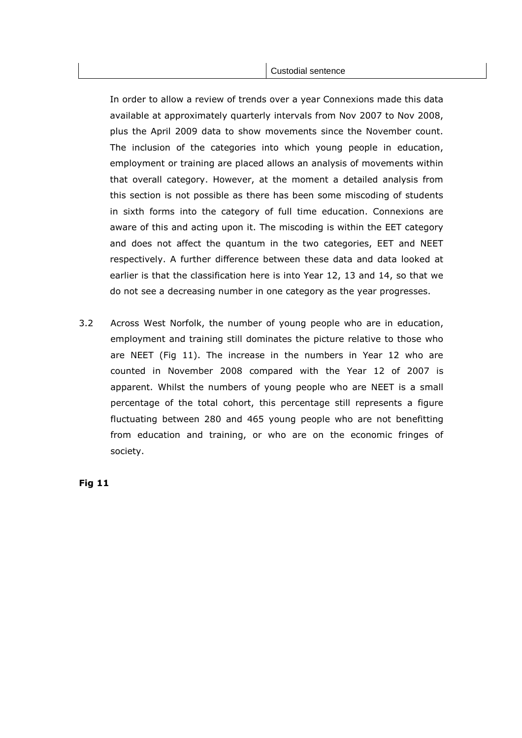| | Custodial sentence |
|---|---|

In order to allow a review of trends over a year Connexions made this data available at approximately quarterly intervals from Nov 2007 to Nov 2008, plus the April 2009 data to show movements since the November count. The inclusion of the categories into which young people in education, employment or training are placed allows an analysis of movements within that overall category. However, at the moment a detailed analysis from this section is not possible as there has been some miscoding of students in sixth forms into the category of full time education. Connexions are aware of this and acting upon it. The miscoding is within the EET category and does not affect the quantum in the two categories, EET and NEET respectively. A further difference between these data and data looked at earlier is that the classification here is into Year 12, 13 and 14, so that we do not see a decreasing number in one category as the year progresses.

3.2 Across West Norfolk, the number of young people who are in education, employment and training still dominates the picture relative to those who are NEET (Fig 11). The increase in the numbers in Year 12 who are counted in November 2008 compared with the Year 12 of 2007 is apparent. Whilst the numbers of young people who are NEET is a small percentage of the total cohort, this percentage still represents a figure fluctuating between 280 and 465 young people who are not benefitting from education and training, or who are on the economic fringes of society.

**Fig 11**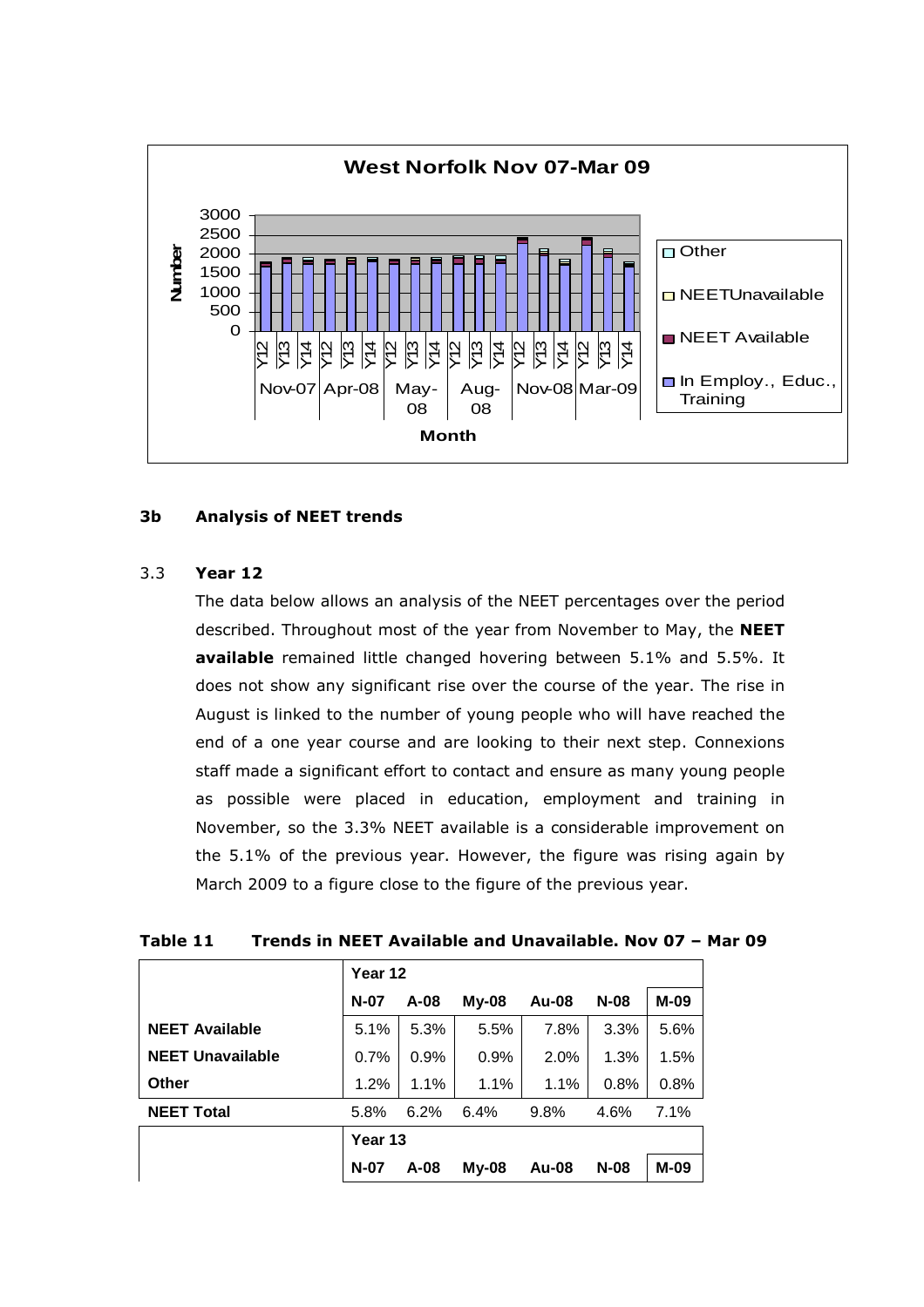West Norfolk Nov 07-Mar 09

## 3b Analysis of NEET trends

### 3.3 Year 12

The data below allows an analysis of the NEET percentages over the period described. Throughout most of the year from November to May, the **NEET available** remained little changed hovering between 5.1% and 5.5%. It does not show any significant rise over the course of the year. The rise in August is linked to the number of young people who will have reached the end of a one year course and are looking to their next step. Connexions staff made a significant effort to contact and ensure as many young people as possible were placed in education, employment and training in November, so the 3.3% NEET available is a considerable improvement on the 5.1% of the previous year. However, the figure was rising again by March 2009 to a figure close to the figure of the previous year.

**Table 11 Trends in NEET Available and Unavailable. Nov 07 – Mar 09**

| | Year 12 | | | | | |
|---|---|---|---|---|---|---|
| | **N-07** | **A-08** | **My-08** | **Au-08** | **N-08** | **M-09** |
| **NEET Available** | 5.1% | 5.3% | 5.5% | 7.8% | 3.3% | 5.6% |
| **NEET Unavailable** | 0.7% | 0.9% | 0.9% | 2.0% | 1.3% | 1.5% |
| **Other** | 1.2% | 1.1% | 1.1% | 1.1% | 0.8% | 0.8% |
| **NEET Total** | 5.8% | 6.2% | 6.4% | 9.8% | 4.6% | 7.1% |
| | **Year 13** | | | | | |
| | **N-07** | **A-08** | **My-08** | **Au-08** | **N-08** | **M-09** |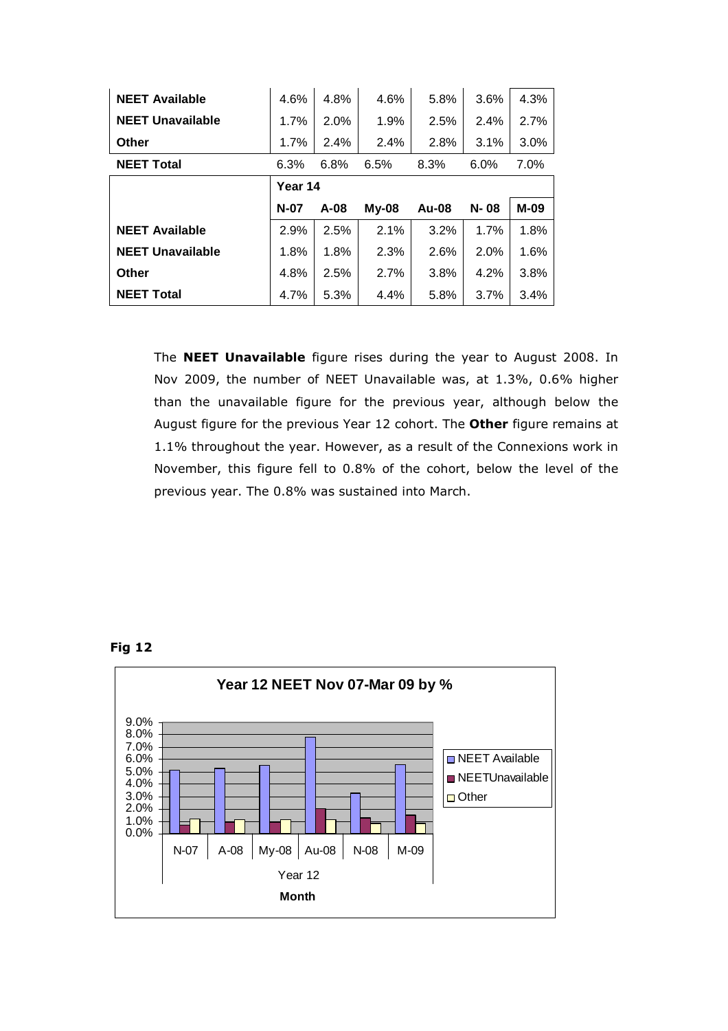| | | | | | | |
|---|---|---|---|---|---|---|
| **NEET Available** | 4.6% | 4.8% | 4.6% | 5.8% | 3.6% | 4.3% |
| **NEET Unavailable** | 1.7% | 2.0% | 1.9% | 2.5% | 2.4% | 2.7% |
| **Other** | 1.7% | 2.4% | 2.4% | 2.8% | 3.1% | 3.0% |
| **NEET Total** | 6.3% | 6.8% | 6.5% | 8.3% | 6.0% | 7.0% |
| | **Year 14** | | | | | |
| | **N-07** | **A-08** | **My-08** | **Au-08** | **N- 08** | **M-09** |
| **NEET Available** | 2.9% | 2.5% | 2.1% | 3.2% | 1.7% | 1.8% |
| **NEET Unavailable** | 1.8% | 1.8% | 2.3% | 2.6% | 2.0% | 1.6% |
| **Other** | 4.8% | 2.5% | 2.7% | 3.8% | 4.2% | 3.8% |
| **NEET Total** | 4.7% | 5.3% | 4.4% | 5.8% | 3.7% | 3.4% |

The **NEET Unavailable** figure rises during the year to August 2008. In Nov 2009, the number of NEET Unavailable was, at 1.3%, 0.6% higher than the unavailable figure for the previous year, although below the August figure for the previous Year 12 cohort. The **Other** figure remains at 1.1% throughout the year. However, as a result of the Connexions work in November, this figure fell to 0.8% of the cohort, below the level of the previous year. The 0.8% was sustained into March.

**Fig 12**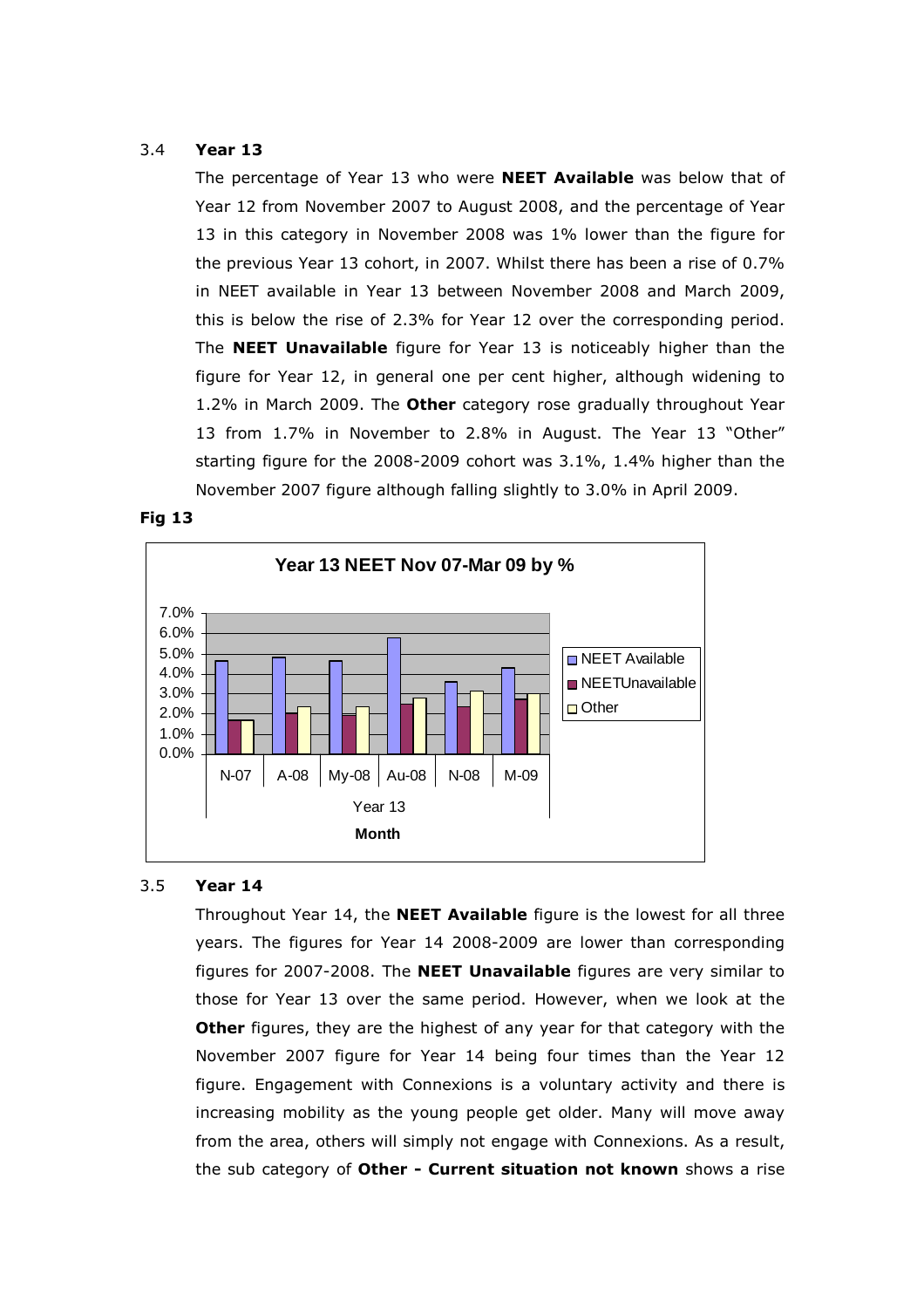### 3.4 Year 13

The percentage of Year 13 who were **NEET Available** was below that of Year 12 from November 2007 to August 2008, and the percentage of Year 13 in this category in November 2008 was 1% lower than the figure for the previous Year 13 cohort, in 2007. Whilst there has been a rise of 0.7% in NEET available in Year 13 between November 2008 and March 2009, this is below the rise of 2.3% for Year 12 over the corresponding period. The **NEET Unavailable** figure for Year 13 is noticeably higher than the figure for Year 12, in general one per cent higher, although widening to 1.2% in March 2009. The **Other** category rose gradually throughout Year 13 from 1.7% in November to 2.8% in August. The Year 13 "Other" starting figure for the 2008-2009 cohort was 3.1%, 1.4% higher than the November 2007 figure although falling slightly to 3.0% in April 2009.

**Fig 13**

**Year 13 NEET Nov 07-Mar 09 by %**

### 3.5 Year 14

Throughout Year 14, the **NEET Available** figure is the lowest for all three years. The figures for Year 14 2008-2009 are lower than corresponding figures for 2007-2008. The **NEET Unavailable** figures are very similar to those for Year 13 over the same period. However, when we look at the **Other** figures, they are the highest of any year for that category with the November 2007 figure for Year 14 being four times than the Year 12 figure. Engagement with Connexions is a voluntary activity and there is increasing mobility as the young people get older. Many will move away from the area, others will simply not engage with Connexions. As a result, the sub category of **Other - Current situation not known** shows a rise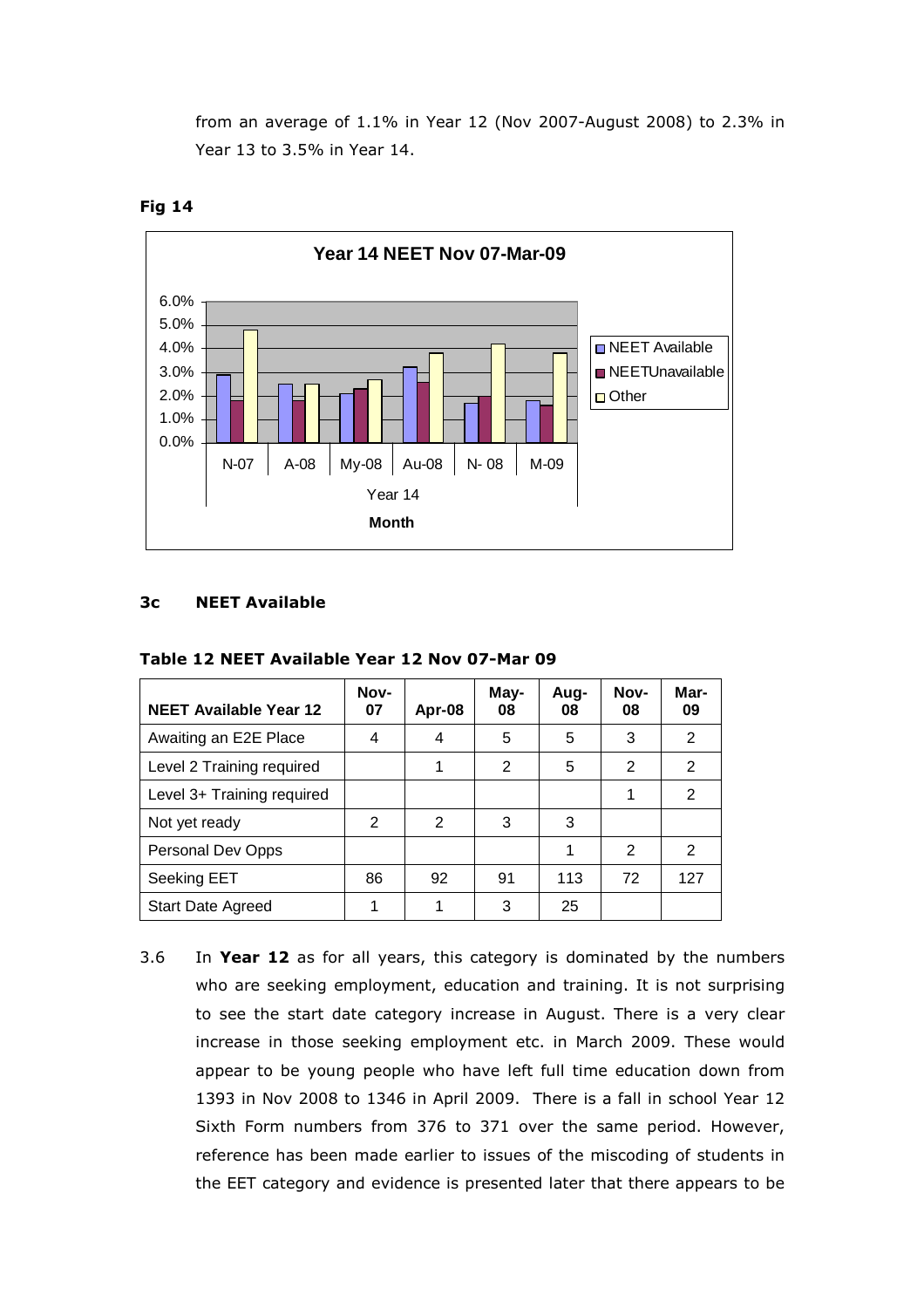from an average of 1.1% in Year 12 (Nov 2007-August 2008) to 2.3% in Year 13 to 3.5% in Year 14.

**Fig 14**

### 3c NEET Available

**Table 12 NEET Available Year 12 Nov 07-Mar 09**

| NEET Available Year 12 | Nov-07 | Apr-08 | May-08 | Aug-08 | Nov-08 | Mar-09 |
|---|---|---|---|---|---|---|
| Awaiting an E2E Place | 4 | 4 | 5 | 5 | 3 | 2 |
| Level 2 Training required | | 1 | 2 | 5 | 2 | 2 |
| Level 3+ Training required | | | | | 1 | 2 |
| Not yet ready | 2 | 2 | 3 | 3 | | |
| Personal Dev Opps | | | | 1 | 2 | 2 |
| Seeking EET | 86 | 92 | 91 | 113 | 72 | 127 |
| Start Date Agreed | 1 | 1 | 3 | 25 | | |

3.6 In **Year 12** as for all years, this category is dominated by the numbers who are seeking employment, education and training. It is not surprising to see the start date category increase in August. There is a very clear increase in those seeking employment etc. in March 2009. These would appear to be young people who have left full time education down from 1393 in Nov 2008 to 1346 in April 2009. There is a fall in school Year 12 Sixth Form numbers from 376 to 371 over the same period. However, reference has been made earlier to issues of the miscoding of students in the EET category and evidence is presented later that there appears to be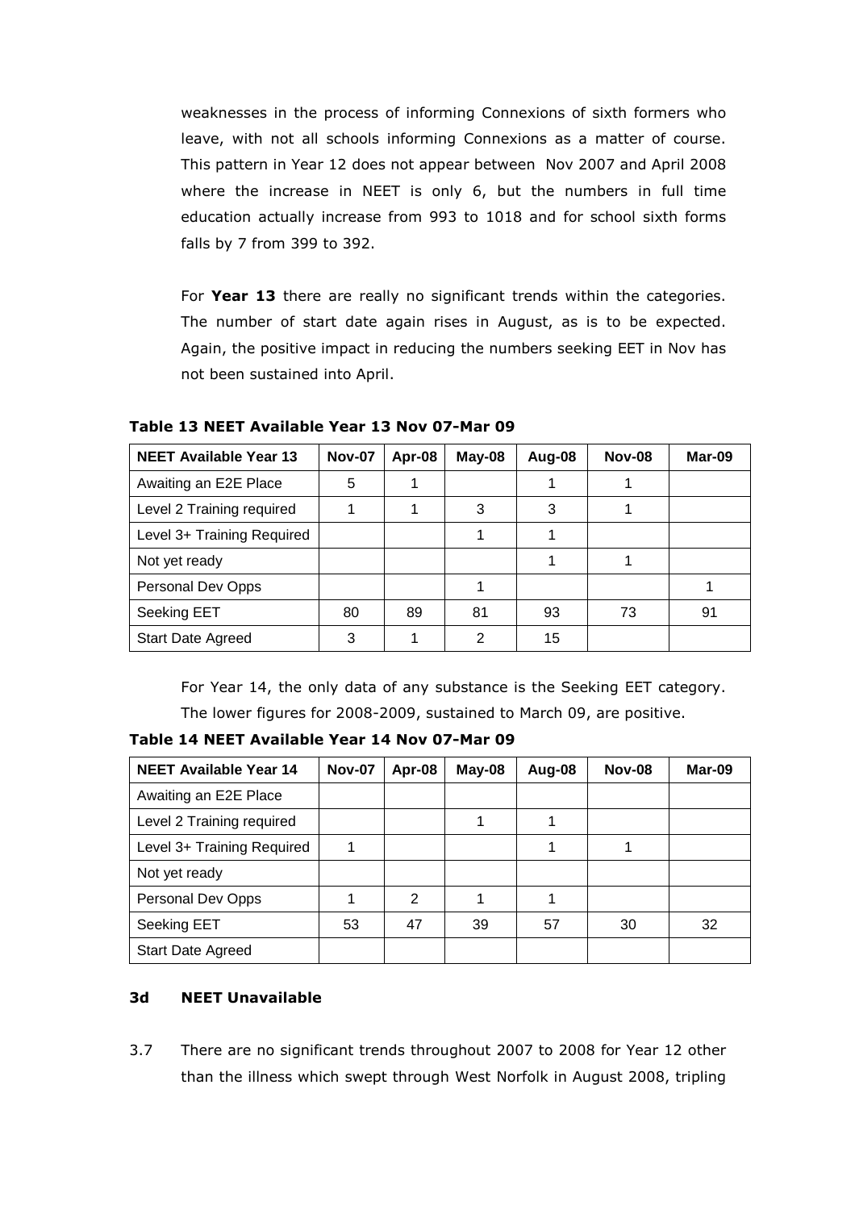weaknesses in the process of informing Connexions of sixth formers who leave, with not all schools informing Connexions as a matter of course. This pattern in Year 12 does not appear between Nov 2007 and April 2008 where the increase in NEET is only 6, but the numbers in full time education actually increase from 993 to 1018 and for school sixth forms falls by 7 from 399 to 392.

For **Year 13** there are really no significant trends within the categories. The number of start date again rises in August, as is to be expected. Again, the positive impact in reducing the numbers seeking EET in Nov has not been sustained into April.

**Table 13 NEET Available Year 13 Nov 07-Mar 09**

| NEET Available Year 13 | Nov-07 | Apr-08 | May-08 | Aug-08 | Nov-08 | Mar-09 |
|---|---|---|---|---|---|---|
| Awaiting an E2E Place | 5 | 1 | | 1 | 1 | |
| Level 2 Training required | 1 | 1 | 3 | 3 | 1 | |
| Level 3+ Training Required | | | 1 | 1 | | |
| Not yet ready | | | | 1 | 1 | |
| Personal Dev Opps | | | 1 | | | 1 |
| Seeking EET | 80 | 89 | 81 | 93 | 73 | 91 |
| Start Date Agreed | 3 | 1 | 2 | 15 | | |

For Year 14, the only data of any substance is the Seeking EET category. The lower figures for 2008-2009, sustained to March 09, are positive.

**Table 14 NEET Available Year 14 Nov 07-Mar 09**

| NEET Available Year 14 | Nov-07 | Apr-08 | May-08 | Aug-08 | Nov-08 | Mar-09 |
|---|---|---|---|---|---|---|
| Awaiting an E2E Place | | | | | | |
| Level 2 Training required | | | 1 | 1 | | |
| Level 3+ Training Required | 1 | | | 1 | 1 | |
| Not yet ready | | | | | | |
| Personal Dev Opps | 1 | 2 | 1 | 1 | | |
| Seeking EET | 53 | 47 | 39 | 57 | 30 | 32 |
| Start Date Agreed | | | | | | |

### 3d NEET Unavailable

3.7 There are no significant trends throughout 2007 to 2008 for Year 12 other than the illness which swept through West Norfolk in August 2008, tripling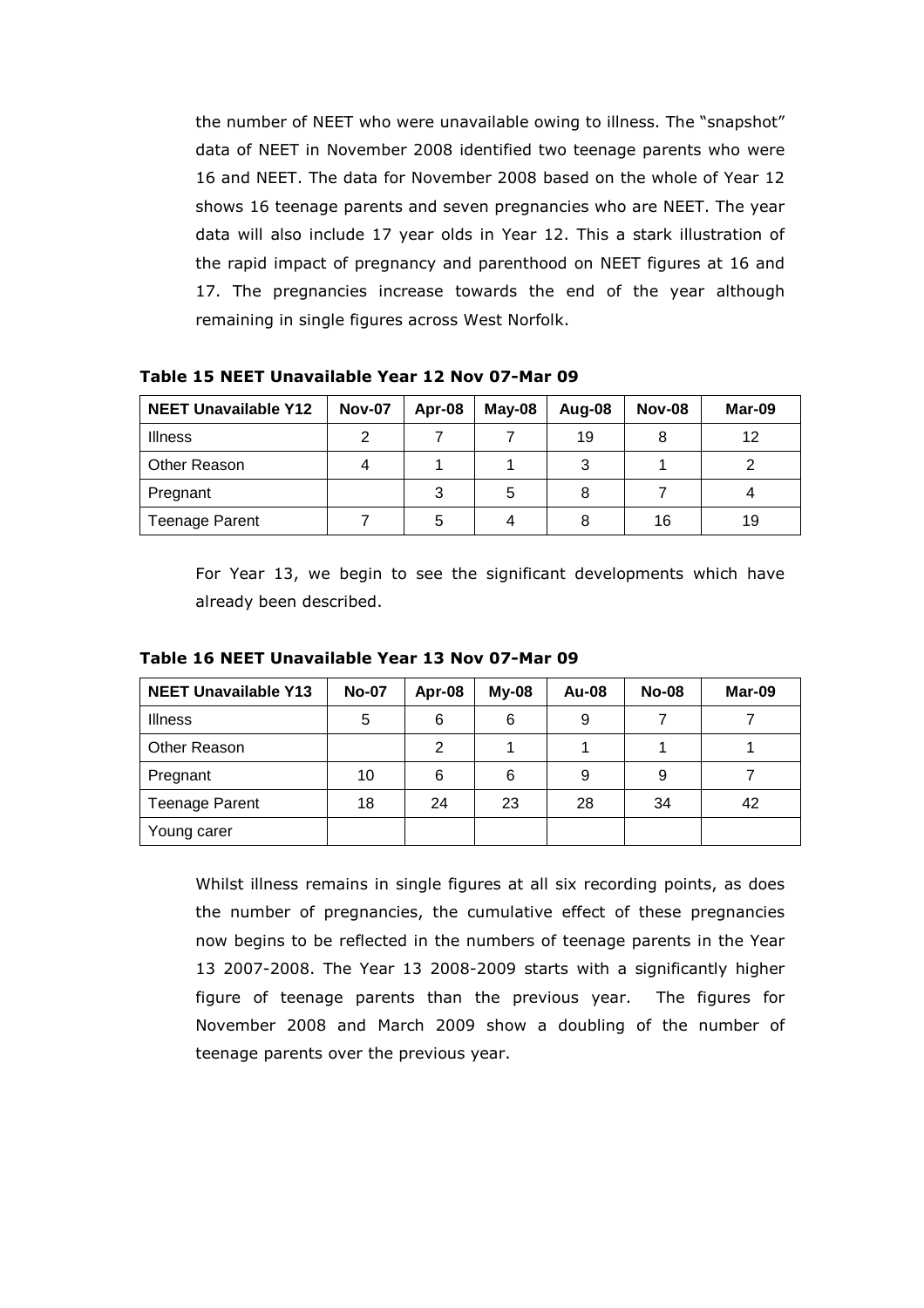the number of NEET who were unavailable owing to illness. The "snapshot" data of NEET in November 2008 identified two teenage parents who were 16 and NEET. The data for November 2008 based on the whole of Year 12 shows 16 teenage parents and seven pregnancies who are NEET. The year data will also include 17 year olds in Year 12. This a stark illustration of the rapid impact of pregnancy and parenthood on NEET figures at 16 and 17. The pregnancies increase towards the end of the year although remaining in single figures across West Norfolk.

**Table 15 NEET Unavailable Year 12 Nov 07-Mar 09**

| NEET Unavailable Y12 | Nov-07 | Apr-08 | May-08 | Aug-08 | Nov-08 | Mar-09 |
|---|---|---|---|---|---|---|
| Illness | 2 | 7 | 7 | 19 | 8 | 12 |
| Other Reason | 4 | 1 | 1 | 3 | 1 | 2 |
| Pregnant | | 3 | 5 | 8 | 7 | 4 |
| Teenage Parent | 7 | 5 | 4 | 8 | 16 | 19 |

For Year 13, we begin to see the significant developments which have already been described.

**Table 16 NEET Unavailable Year 13 Nov 07-Mar 09**

| NEET Unavailable Y13 | No-07 | Apr-08 | My-08 | Au-08 | No-08 | Mar-09 |
|---|---|---|---|---|---|---|
| Illness | 5 | 6 | 6 | 9 | 7 | 7 |
| Other Reason | | 2 | 1 | 1 | 1 | 1 |
| Pregnant | 10 | 6 | 6 | 9 | 9 | 7 |
| Teenage Parent | 18 | 24 | 23 | 28 | 34 | 42 |
| Young carer | | | | | | |

Whilst illness remains in single figures at all six recording points, as does the number of pregnancies, the cumulative effect of these pregnancies now begins to be reflected in the numbers of teenage parents in the Year 13 2007-2008. The Year 13 2008-2009 starts with a significantly higher figure of teenage parents than the previous year. The figures for November 2008 and March 2009 show a doubling of the number of teenage parents over the previous year.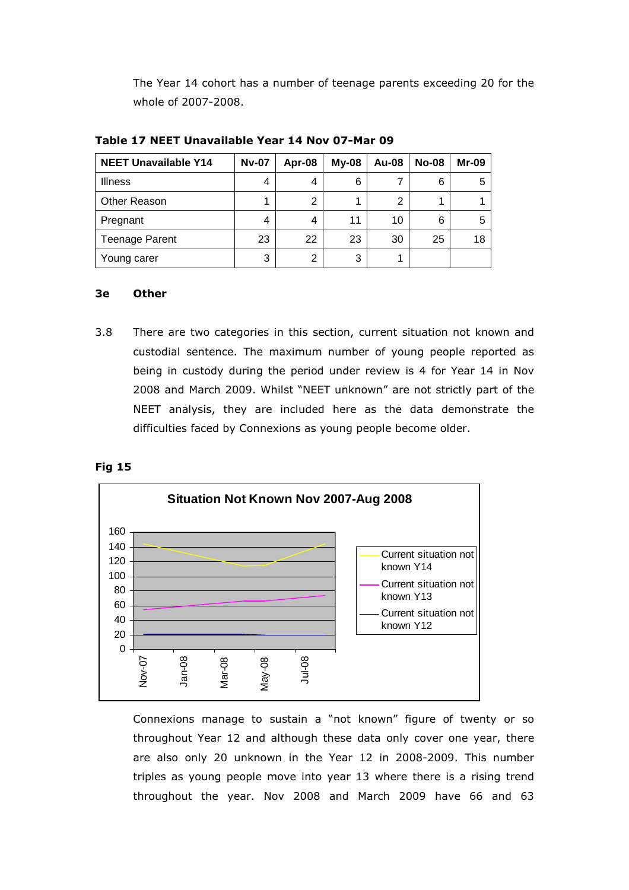The Year 14 cohort has a number of teenage parents exceeding 20 for the whole of 2007-2008.

**Table 17 NEET Unavailable Year 14 Nov 07-Mar 09**

| NEET Unavailable Y14 | Nv-07 | Apr-08 | My-08 | Au-08 | No-08 | Mr-09 |
|---|---|---|---|---|---|---|
| Illness | 4 | 4 | 6 | 7 | 6 | 5 |
| Other Reason | 1 | 2 | 1 | 2 | 1 | 1 |
| Pregnant | 4 | 4 | 11 | 10 | 6 | 5 |
| Teenage Parent | 23 | 22 | 23 | 30 | 25 | 18 |
| Young carer | 3 | 2 | 3 | 1 | | |

### 3e Other

3.8 There are two categories in this section, current situation not known and custodial sentence. The maximum number of young people reported as being in custody during the period under review is 4 for Year 14 in Nov 2008 and March 2009. Whilst "NEET unknown" are not strictly part of the NEET analysis, they are included here as the data demonstrate the difficulties faced by Connexions as young people become older.

**Fig 15**

Situation Not Known Nov 2007-Aug 2008

Connexions manage to sustain a "not known" figure of twenty or so throughout Year 12 and although these data only cover one year, there are also only 20 unknown in the Year 12 in 2008-2009. This number triples as young people move into year 13 where there is a rising trend throughout the year. Nov 2008 and March 2009 have 66 and 63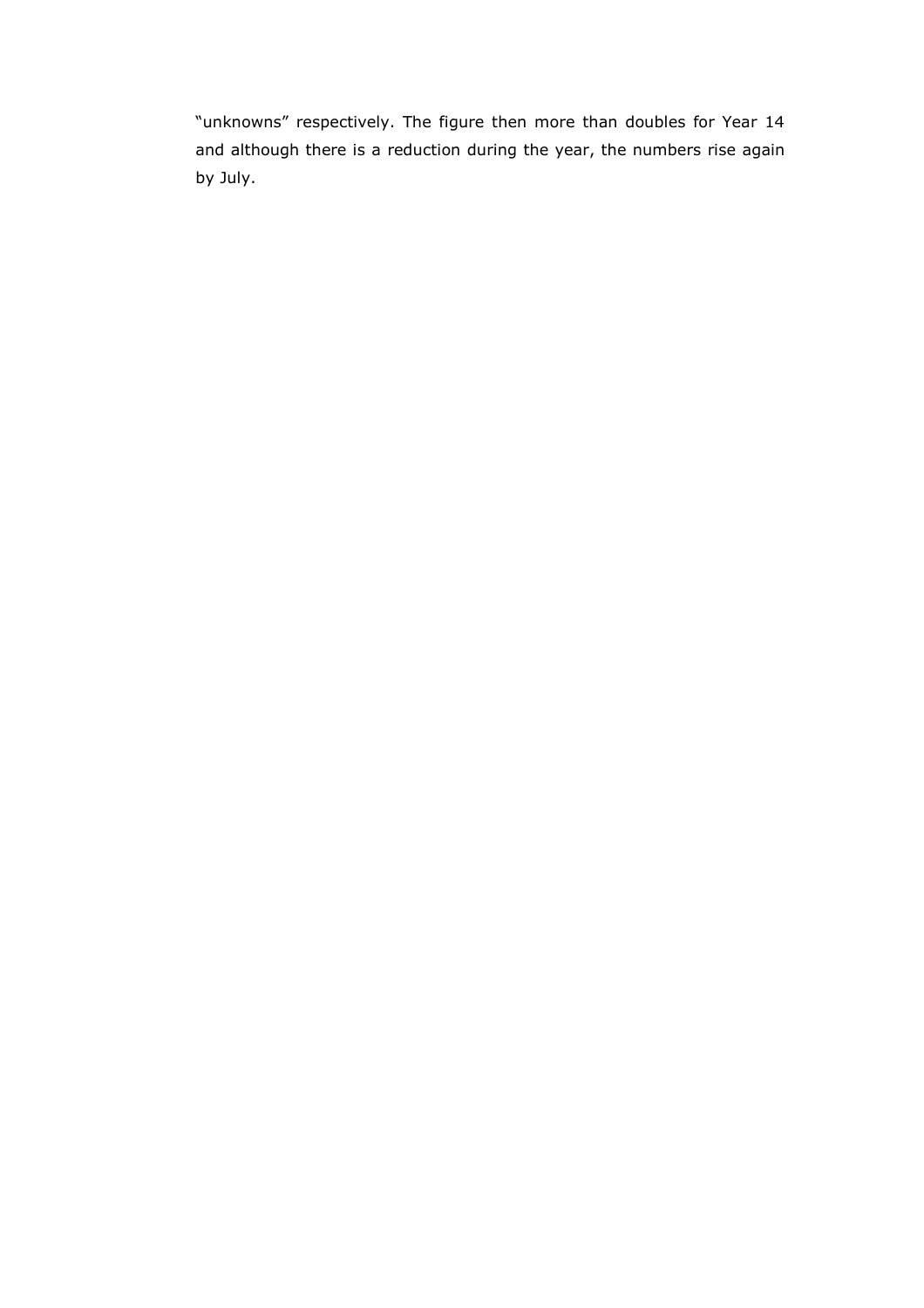"unknowns" respectively. The figure then more than doubles for Year 14 and although there is a reduction during the year, the numbers rise again by July.